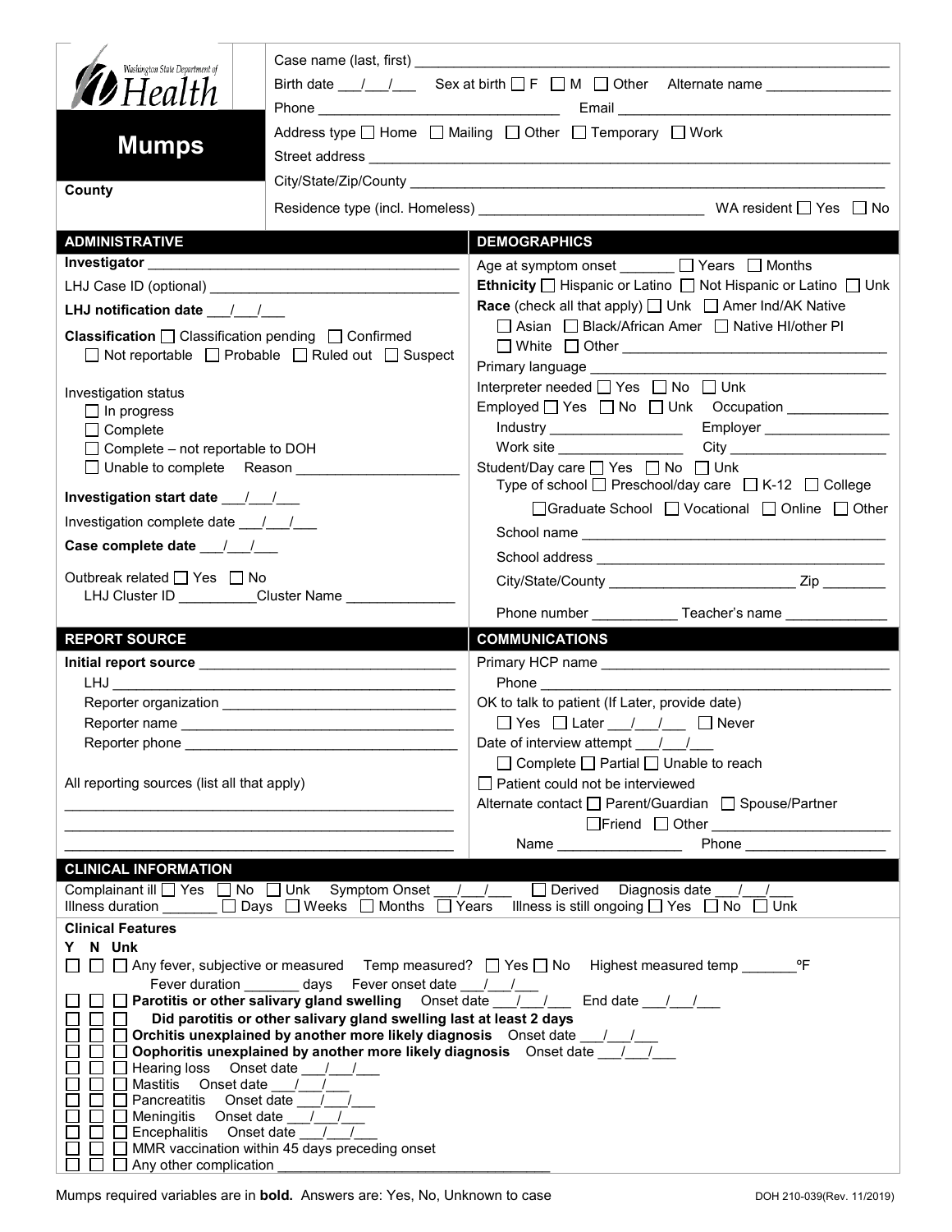Washington State Department of Health

# Mumps

**County**

Case name (last, first) ______________________________

Birth date ___/___/___ Sex at birth ☐ F ☐ M ☐ Other Alternate name ______________

Phone ______________________ Email ______________________

Address type ☐ Home ☐ Mailing ☐ Other ☐ Temporary ☐ Work

Street address ______________________________

City/State/Zip/County ______________________________

Residence type (incl. Homeless) ______________________ WA resident ☐ Yes ☐ No

## ADMINISTRATIVE

**Investigator** ______________________________

LHJ Case ID (optional) ______________________

**LHJ notification date** ___/___/___

**Classification** ☐ Classification pending ☐ Confirmed ☐ Not reportable ☐ Probable ☐ Ruled out ☐ Suspect

Investigation status
- ☐ In progress
- ☐ Complete
- ☐ Complete – not reportable to DOH
- ☐ Unable to complete Reason ______________

**Investigation start date** ___/___/___

Investigation complete date ___/___/___

**Case complete date** ___/___/___

Outbreak related ☐ Yes ☐ No

LHJ Cluster ID __________ Cluster Name ______________

## DEMOGRAPHICS

Age at symptom onset _______ ☐ Years ☐ Months

**Ethnicity** ☐ Hispanic or Latino ☐ Not Hispanic or Latino ☐ Unk

**Race** (check all that apply) ☐ Unk ☐ Amer Ind/AK Native ☐ Asian ☐ Black/African Amer ☐ Native HI/other PI ☐ White ☐ Other ______________

Primary language ______________________

Interpreter needed ☐ Yes ☐ No ☐ Unk

Employed ☐ Yes ☐ No ☐ Unk Occupation ______________

Industry ______________ Employer ______________

Work site ______________ City ______________

Student/Day care ☐ Yes ☐ No ☐ Unk

Type of school ☐ Preschool/day care ☐ K-12 ☐ College ☐ Graduate School ☐ Vocational ☐ Online ☐ Other

School name ______________________

School address ______________________

City/State/County ______________ Zip ________

Phone number ___________ Teacher's name ______________

## REPORT SOURCE

**Initial report source** ______________________

LHJ ______________________

Reporter organization ______________________

Reporter name ______________________

Reporter phone ______________________

All reporting sources (list all that apply)

______________________________

______________________________

______________________________

## COMMUNICATIONS

Primary HCP name ______________________

Phone ______________________

OK to talk to patient (If Later, provide date)

☐ Yes ☐ Later ___/___/___ ☐ Never

Date of interview attempt ___/___/___

☐ Complete ☐ Partial ☐ Unable to reach

☐ Patient could not be interviewed

Alternate contact ☐ Parent/Guardian ☐ Spouse/Partner ☐ Friend ☐ Other ______________

Name ______________ Phone ______________

## CLINICAL INFORMATION

Complainant ill ☐ Yes ☐ No ☐ Unk Symptom Onset ___/___/___ ☐ Derived Diagnosis date ___/___/___

Illness duration _______ ☐ Days ☐ Weeks ☐ Months ☐ Years Illness is still ongoing ☐ Yes ☐ No ☐ Unk

**Clinical Features**

Y N Unk

- ☐ ☐ ☐ Any fever, subjective or measured Temp measured? ☐ Yes ☐ No Highest measured temp _______ºF
  - Fever duration _______ days Fever onset date ___/___/___
- ☐ ☐ ☐ **Parotitis or other salivary gland swelling** Onset date ___/___/___ End date ___/___/___
- ☐ ☐ ☐ **Did parotitis or other salivary gland swelling last at least 2 days**
- ☐ ☐ ☐ **Orchitis unexplained by another more likely diagnosis** Onset date ___/___/___
- ☐ ☐ ☐ **Oophoritis unexplained by another more likely diagnosis** Onset date ___/___/___
- ☐ ☐ ☐ Hearing loss Onset date ___/___/___
- ☐ ☐ ☐ Mastitis Onset date ___/___/___
- ☐ ☐ ☐ Pancreatitis Onset date ___/___/___
- ☐ ☐ ☐ Meningitis Onset date ___/___/___
- ☐ ☐ ☐ Encephalitis Onset date ___/___/___
- ☐ ☐ ☐ MMR vaccination within 45 days preceding onset
- ☐ ☐ ☐ Any other complication ______________________

Mumps required variables are in **bold**. Answers are: Yes, No, Unknown to case

DOH 210-039(Rev. 11/2019)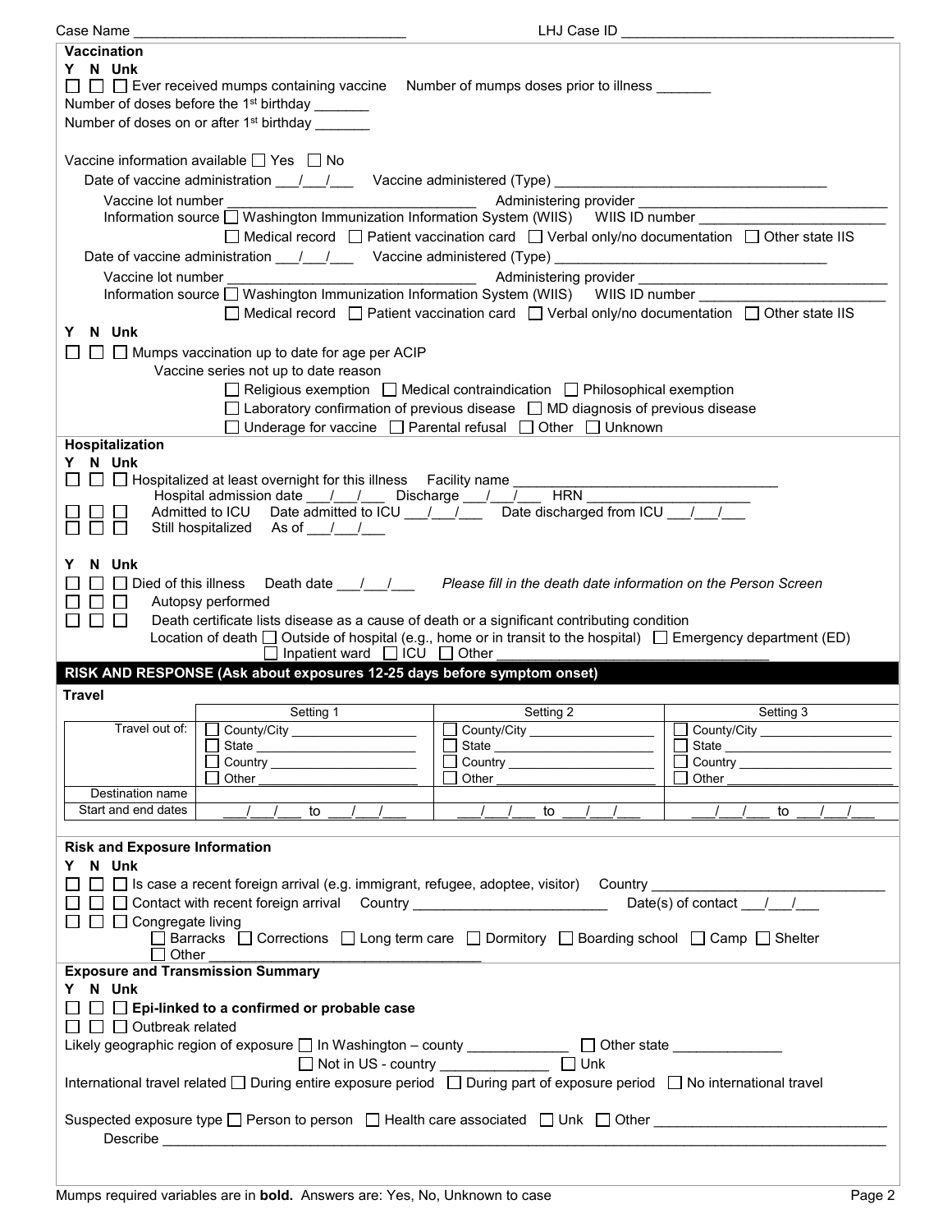Case Name ___________________________________ LHJ Case ID ___________________________________

## Vaccination

Y N Unk

☐ ☐ ☐ Ever received mumps containing vaccine    Number of mumps doses prior to illness _______

Number of doses before the 1st birthday _______

Number of doses on or after 1st birthday _______

Vaccine information available ☐ Yes ☐ No

Date of vaccine administration ___/___/___   Vaccine administered (Type) ___________________________________

Vaccine lot number _______________________________   Administering provider _______________________________

Information source ☐ Washington Immunization Information System (WIIS)   WIIS ID number _______________________

☐ Medical record ☐ Patient vaccination card ☐ Verbal only/no documentation ☐ Other state IIS

Date of vaccine administration ___/___/___   Vaccine administered (Type) ___________________________________

Vaccine lot number _______________________________   Administering provider _______________________________

Information source ☐ Washington Immunization Information System (WIIS)   WIIS ID number _______________________

☐ Medical record ☐ Patient vaccination card ☐ Verbal only/no documentation ☐ Other state IIS

Y N Unk

☐ ☐ ☐ Mumps vaccination up to date for age per ACIP

Vaccine series not up to date reason

☐ Religious exemption ☐ Medical contraindication ☐ Philosophical exemption

☐ Laboratory confirmation of previous disease ☐ MD diagnosis of previous disease

☐ Underage for vaccine ☐ Parental refusal ☐ Other ☐ Unknown

## Hospitalization

Y N Unk

☐ ☐ ☐ Hospitalized at least overnight for this illness   Facility name ___________________________________

Hospital admission date ___/___/___   Discharge ___/___/___   HRN ____________________

☐ ☐ ☐ Admitted to ICU   Date admitted to ICU ___/___/___   Date discharged from ICU ___/___/___

☐ ☐ ☐ Still hospitalized   As of ___/___/___

Y N Unk

☐ ☐ ☐ Died of this illness   Death date ___/___/___   *Please fill in the death date information on the Person Screen*

☐ ☐ ☐ Autopsy performed

☐ ☐ ☐ Death certificate lists disease as a cause of death or a significant contributing condition

Location of death ☐ Outside of hospital (e.g., home or in transit to the hospital) ☐ Emergency department (ED) ☐ Inpatient ward ☐ ICU ☐ Other ___________________________________

## RISK AND RESPONSE (Ask about exposures 12-25 days before symptom onset)

### Travel

| | Setting 1 | Setting 2 | Setting 3 |
|---|---|---|---|
| Travel out of: | ☐ County/City ________________ ☐ State ______________________ ☐ Country ____________________ ☐ Other ______________________ | ☐ County/City ________________ ☐ State ______________________ ☐ Country ____________________ ☐ Other ______________________ | ☐ County/City ________________ ☐ State ______________________ ☐ Country ____________________ ☐ Other ______________________ |
| Destination name | | | |
| Start and end dates | ___/___/___ to ___/___/___ | ___/___/___ to ___/___/___ | ___/___/___ to ___/___/___ |

### Risk and Exposure Information

Y N Unk

☐ ☐ ☐ Is case a recent foreign arrival (e.g. immigrant, refugee, adoptee, visitor)   Country _____________________________

☐ ☐ ☐ Contact with recent foreign arrival   Country _________________________   Date(s) of contact ___/___/___

☐ ☐ ☐ Congregate living

☐ Barracks ☐ Corrections ☐ Long term care ☐ Dormitory ☐ Boarding school ☐ Camp ☐ Shelter

☐ Other ___________________________________

### Exposure and Transmission Summary

Y N Unk

☐ ☐ ☐ **Epi-linked to a confirmed or probable case**

☐ ☐ ☐ Outbreak related

Likely geographic region of exposure ☐ In Washington – county _____________ ☐ Other state ______________

☐ Not in US - country ______________ ☐ Unk

International travel related ☐ During entire exposure period ☐ During part of exposure period ☐ No international travel

Suspected exposure type ☐ Person to person ☐ Health care associated ☐ Unk ☐ Other _____________________________

Describe ___________________________________________________________________________________________

Mumps required variables are in **bold**. Answers are: Yes, No, Unknown to case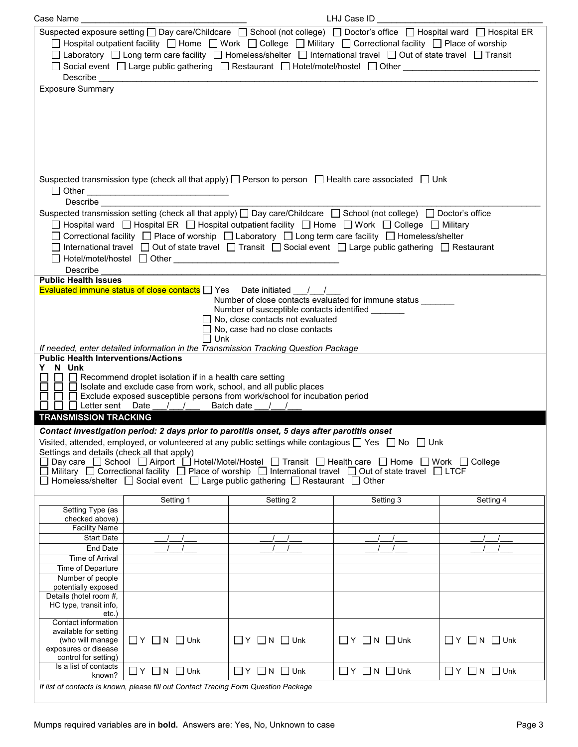Case Name ______________________________ LHJ Case ID ______________________________

Suspected exposure setting ☐ Day care/Childcare ☐ School (not college) ☐ Doctor's office ☐ Hospital ward ☐ Hospital ER ☐ Hospital outpatient facility ☐ Home ☐ Work ☐ College ☐ Military ☐ Correctional facility ☐ Place of worship ☐ Laboratory ☐ Long term care facility ☐ Homeless/shelter ☐ International travel ☐ Out of state travel ☐ Transit ☐ Social event ☐ Large public gathering ☐ Restaurant ☐ Hotel/motel/hostel ☐ Other ____________________________

Describe ______________________________________________________________________________

Exposure Summary

Suspected transmission type (check all that apply) ☐ Person to person ☐ Health care associated ☐ Unk
☐ Other ____________________________

Describe ______________________________________________________________________________

Suspected transmission setting (check all that apply) ☐ Day care/Childcare ☐ School (not college) ☐ Doctor's office ☐ Hospital ward ☐ Hospital ER ☐ Hospital outpatient facility ☐ Home ☐ Work ☐ College ☐ Military ☐ Correctional facility ☐ Place of worship ☐ Laboratory ☐ Long term care facility ☐ Homeless/shelter ☐ International travel ☐ Out of state travel ☐ Transit ☐ Social event ☐ Large public gathering ☐ Restaurant ☐ Hotel/motel/hostel ☐ Other ____________________________

Describe ______________________________________________________________________________

**Public Health Issues**

Evaluated immune status of close contacts ☐ Yes Date initiated ___/___/___
Number of close contacts evaluated for immune status _______
Number of susceptible contacts identified _______
☐ No, close contacts not evaluated
☐ No, case had no close contacts
☐ Unk

*If needed, enter detailed information in the Transmission Tracking Question Package*

**Public Health Interventions/Actions**

**Y N Unk**

☐ ☐ ☐ Recommend droplet isolation if in a health care setting
☐ ☐ ☐ Isolate and exclude case from work, school, and all public places
☐ ☐ ☐ Exclude exposed susceptible persons from work/school for incubation period
☐ ☐ ☐ Letter sent Date ___/___/___ Batch date ___/___/___

## TRANSMISSION TRACKING

***Contact investigation period: 2 days prior to parotitis onset, 5 days after parotitis onset***

Visited, attended, employed, or volunteered at any public settings while contagious ☐ Yes ☐ No ☐ Unk

Settings and details (check all that apply)
☐ Day care ☐ School ☐ Airport ☐ Hotel/Motel/Hostel ☐ Transit ☐ Health care ☐ Home ☐ Work ☐ College ☐ Military ☐ Correctional facility ☐ Place of worship ☐ International travel ☐ Out of state travel ☐ LTCF ☐ Homeless/shelter ☐ Social event ☐ Large public gathering ☐ Restaurant ☐ Other

| | Setting 1 | Setting 2 | Setting 3 | Setting 4 |
|---|---|---|---|---|
| Setting Type (as checked above) | | | | |
| Facility Name | | | | |
| Start Date | ___/___/___ | ___/___/___ | ___/___/___ | ___/___/___ |
| End Date | ___/___/___ | ___/___/___ | ___/___/___ | ___/___/___ |
| Time of Arrival | | | | |
| Time of Departure | | | | |
| Number of people potentially exposed | | | | |
| Details (hotel room #, HC type, transit info, etc.) | | | | |
| Contact information available for setting (who will manage exposures or disease control for setting) | ☐ Y ☐ N ☐ Unk | ☐ Y ☐ N ☐ Unk | ☐ Y ☐ N ☐ Unk | ☐ Y ☐ N ☐ Unk |
| Is a list of contacts known? | ☐ Y ☐ N ☐ Unk | ☐ Y ☐ N ☐ Unk | ☐ Y ☐ N ☐ Unk | ☐ Y ☐ N ☐ Unk |

*If list of contacts is known, please fill out Contact Tracing Form Question Package*

Mumps required variables are in **bold.** Answers are: Yes, No, Unknown to case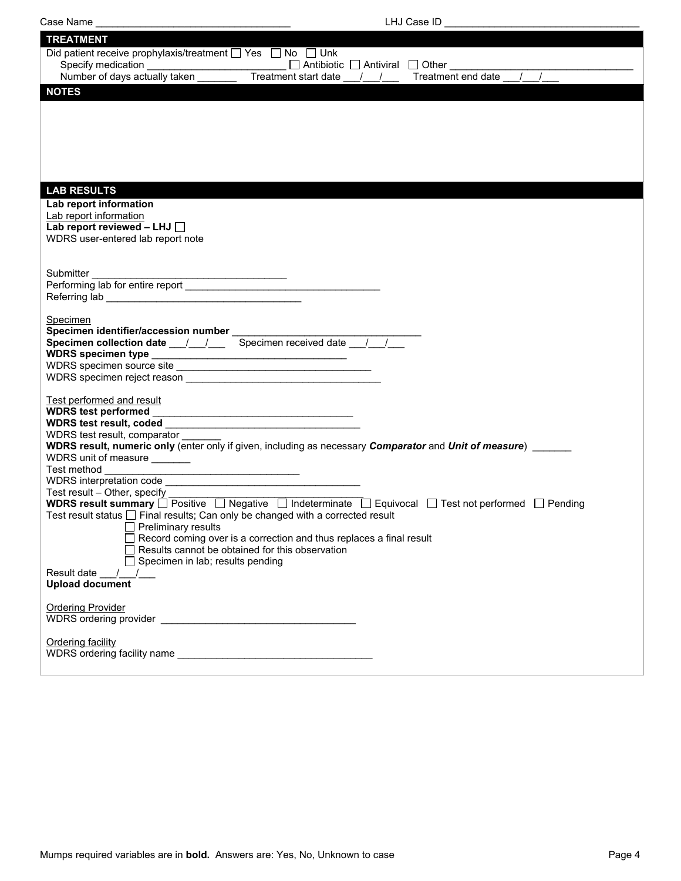Case Name ___________________________________ LHJ Case ID ___________________________________

## TREATMENT

Did patient receive prophylaxis/treatment ☐ Yes ☐ No ☐ Unk

Specify medication _________________________ ☐ Antibiotic ☐ Antiviral ☐ Other _________________________________

Number of days actually taken _______ Treatment start date ___/___/___ Treatment end date ___/___/___

## NOTES

## LAB RESULTS

**Lab report information**

Lab report information

**Lab report reviewed – LHJ** ☐

WDRS user-entered lab report note

Submitter ___________________________________

Performing lab for entire report ___________________________________

Referring lab ___________________________________

Specimen

**Specimen identifier/accession number** ___________________________________

**Specimen collection date** ___/___/___ Specimen received date ___/___/___

**WDRS specimen type** ___________________________________

WDRS specimen source site ___________________________________

WDRS specimen reject reason ___________________________________

Test performed and result

**WDRS test performed** ___________________________________

**WDRS test result, coded** ___________________________________

WDRS test result, comparator _______

**WDRS result, numeric only** (enter only if given, including as necessary ***Comparator*** and ***Unit of measure***) _______

WDRS unit of measure _______

Test method ___________________________________

WDRS interpretation code ___________________________________

Test result – Other, specify ___________________________________

**WDRS result summary** ☐ Positive ☐ Negative ☐ Indeterminate ☐ Equivocal ☐ Test not performed ☐ Pending

Test result status ☐ Final results; Can only be changed with a corrected result

☐ Preliminary results

☐ Record coming over is a correction and thus replaces a final result

☐ Results cannot be obtained for this observation

☐ Specimen in lab; results pending

Result date ___/___/___

**Upload document**

Ordering Provider

WDRS ordering provider ___________________________________

Ordering facility

WDRS ordering facility name ___________________________________

Mumps required variables are in **bold.** Answers are: Yes, No, Unknown to case